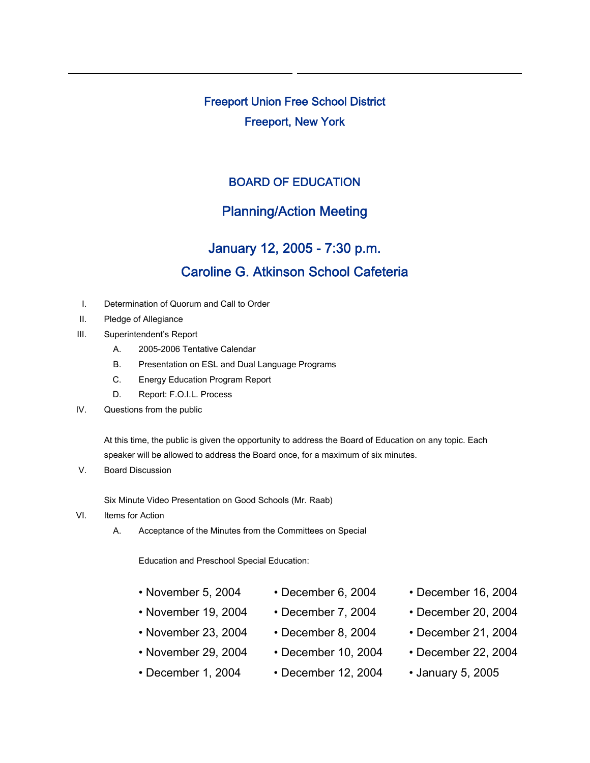# Freeport Union Free School District

## Freeport, New York

## BOARD OF EDUCATION

## Planning/Action Meeting

## January 12, 2005 - 7:30 p.m.

## Caroline G. Atkinson School Cafeteria

I. Determination of Quorum and Call to Order

II. Pledge of Allegiance

III. Superintendent's Report

   A. 2005-2006 Tentative Calendar

   B. Presentation on ESL and Dual Language Programs

   C. Energy Education Program Report

   D. Report: F.O.I.L. Process

IV. Questions from the public

   At this time, the public is given the opportunity to address the Board of Education on any topic. Each speaker will be allowed to address the Board once, for a maximum of six minutes.

V. Board Discussion

   Six Minute Video Presentation on Good Schools (Mr. Raab)

VI. Items for Action

   A. Acceptance of the Minutes from the Committees on Special Education and Preschool Special Education:

   - November 5, 2004
   - November 19, 2004
   - November 23, 2004
   - November 29, 2004
   - December 1, 2004
   - December 6, 2004
   - December 7, 2004
   - December 8, 2004
   - December 10, 2004
   - December 12, 2004
   - December 16, 2004
   - December 20, 2004
   - December 21, 2004
   - December 22, 2004
   - January 5, 2005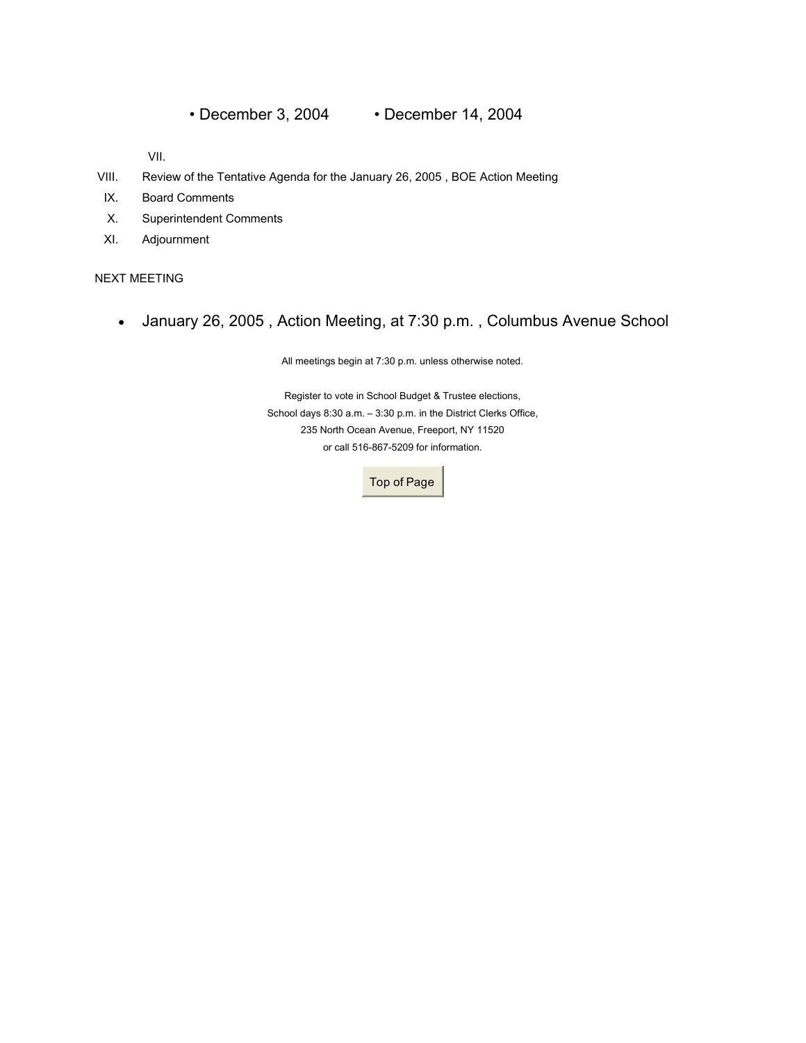• December 3, 2004 • December 14, 2004

VII.

VIII. Review of the Tentative Agenda for the January 26, 2005 , BOE Action Meeting

IX. Board Comments

X. Superintendent Comments

XI. Adjournment

NEXT MEETING

- January 26, 2005 , Action Meeting, at 7:30 p.m. , Columbus Avenue School

All meetings begin at 7:30 p.m. unless otherwise noted.

Register to vote in School Budget & Trustee elections,
School days 8:30 a.m. – 3:30 p.m. in the District Clerks Office,
235 North Ocean Avenue, Freeport, NY 11520
or call 516-867-5209 for information.

Top of Page